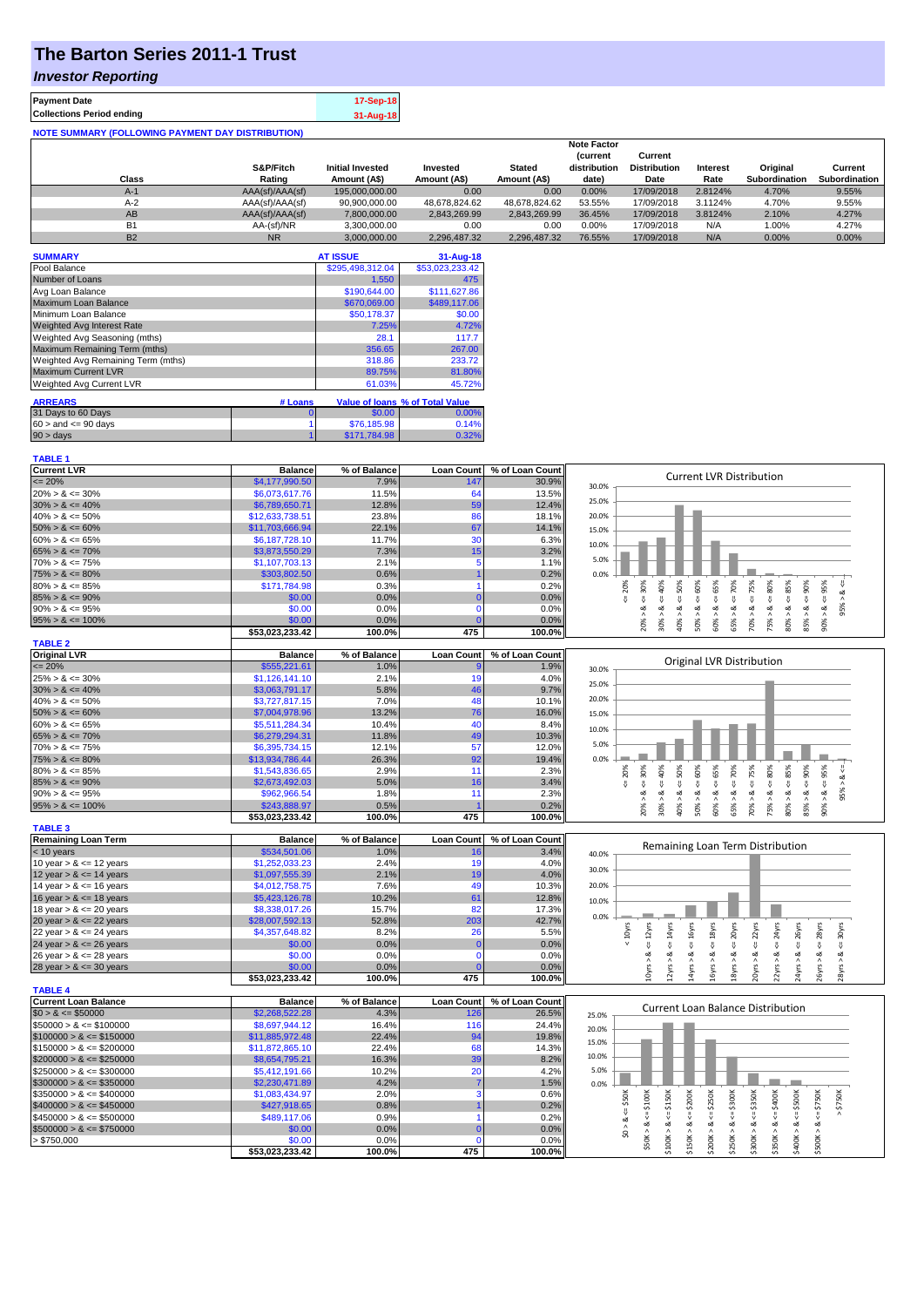# The Barton Series 2011-1 Trust

## *Investor Reporting*

| | |
|---|---|
| **Payment Date** | 17-Sep-18 |
| **Collections Period ending** | 31-Aug-18 |

**NOTE SUMMARY (FOLLOWING PAYMENT DAY DISTRIBUTION)**

| Class | S&P/Fitch Rating | Initial Invested Amount (A$) | Invested Amount (A$) | Stated Amount (A$) | Note Factor (current distribution date) | Current Distribution Date | Interest Rate | Original Subordination | Current Subordination |
|---|---|---|---|---|---|---|---|---|---|
| A-1 | AAA(sf)/AAA(sf) | 195,000,000.00 | 0.00 | 0.00 | 0.00% | 17/09/2018 | 2.8124% | 4.70% | 9.55% |
| A-2 | AAA(sf)/AAA(sf) | 90,900,000.00 | 48,678,824.62 | 48,678,824.62 | 53.55% | 17/09/2018 | 3.1124% | 4.70% | 9.55% |
| AB | AAA(sf)/AAA(sf) | 7,800,000.00 | 2,843,269.99 | 2,843,269.99 | 36.45% | 17/09/2018 | 3.8124% | 2.10% | 4.27% |
| B1 | AA-(sf)/NR | 3,300,000.00 | 0.00 | 0.00 | 0.00% | 17/09/2018 | N/A | 1.00% | 4.27% |
| B2 | NR | 3,000,000.00 | 2,296,487.32 | 2,296,487.32 | 76.55% | 17/09/2018 | N/A | 0.00% | 0.00% |

| SUMMARY | AT ISSUE | 31-Aug-18 |
|---|---|---|
| Pool Balance | $295,498,312.04 | $53,023,233.42 |
| Number of Loans | 1,550 | 475 |
| Avg Loan Balance | $190,644.00 | $111,627.86 |
| Maximum Loan Balance | $670,069.00 | $489,117.06 |
| Minimum Loan Balance | $50,178.37 | $0.00 |
| Weighted Avg Interest Rate | 7.25% | 4.72% |
| Weighted Avg Seasoning (mths) | 28.1 | 117.7 |
| Maximum Remaining Term (mths) | 356.65 | 267.00 |
| Weighted Avg Remaining Term (mths) | 318.86 | 233.72 |
| Maximum Current LVR | 89.75% | 81.80% |
| Weighted Avg Current LVR | 61.03% | 45.72% |

| ARREARS | # Loans | Value of loans | % of Total Value |
|---|---|---|---|
| 31 Days to 60 Days | 0 | $0.00 | 0.00% |
| 60 > and <= 90 days | 1 | $76,185.98 | 0.14% |
| 90 > days | 1 | $171,784.98 | 0.32% |

**TABLE 1**

| Current LVR | Balance | % of Balance | Loan Count | % of Loan Count |
|---|---|---|---|---|
| <= 20% | $4,177,990.50 | 7.9% | 147 | 30.9% |
| 20% > & <= 30% | $6,073,617.76 | 11.5% | 64 | 13.5% |
| 30% > & <= 40% | $6,789,650.71 | 12.8% | 59 | 12.4% |
| 40% > & <= 50% | $12,633,738.51 | 23.8% | 86 | 18.1% |
| 50% > & <= 60% | $11,703,666.94 | 22.1% | 67 | 14.1% |
| 60% > & <= 65% | $6,187,728.10 | 11.7% | 30 | 6.3% |
| 65% > & <= 70% | $3,873,550.29 | 7.3% | 15 | 3.2% |
| 70% > & <= 75% | $1,107,703.13 | 2.1% | 5 | 1.1% |
| 75% > & <= 80% | $303,802.50 | 0.6% | 1 | 0.2% |
| 80% > & <= 85% | $171,784.98 | 0.3% | 1 | 0.2% |
| 85% > & <= 90% | $0.00 | 0.0% | 0 | 0.0% |
| 90% > & <= 95% | $0.00 | 0.0% | 0 | 0.0% |
| 95% > & <= 100% | $0.00 | 0.0% | 0 | 0.0% |
| | $53,023,233.42 | 100.0% | 475 | 100.0% |

**TABLE 2**

| Original LVR | Balance | % of Balance | Loan Count | % of Loan Count |
|---|---|---|---|---|
| <= 20% | $555,221.61 | 1.0% | 9 | 1.9% |
| 25% > & <= 30% | $1,126,141.10 | 2.1% | 19 | 4.0% |
| 30% > & <= 40% | $3,063,791.17 | 5.8% | 46 | 9.7% |
| 40% > & <= 50% | $3,727,817.15 | 7.0% | 48 | 10.1% |
| 50% > & <= 60% | $7,004,978.96 | 13.2% | 76 | 16.0% |
| 60% > & <= 65% | $5,511,284.34 | 10.4% | 40 | 8.4% |
| 65% > & <= 70% | $6,279,294.31 | 11.8% | 49 | 10.3% |
| 70% > & <= 75% | $6,395,734.15 | 12.1% | 57 | 12.0% |
| 75% > & <= 80% | $13,934,786.44 | 26.3% | 92 | 19.4% |
| 80% > & <= 85% | $1,543,836.65 | 2.9% | 11 | 2.3% |
| 85% > & <= 90% | $2,673,492.03 | 5.0% | 16 | 3.4% |
| 90% > & <= 95% | $962,966.54 | 1.8% | 11 | 2.3% |
| 95% > & <= 100% | $243,888.97 | 0.5% | 1 | 0.2% |
| | $53,023,233.42 | 100.0% | 475 | 100.0% |

**TABLE 3**

| Remaining Loan Term | Balance | % of Balance | Loan Count | % of Loan Count |
|---|---|---|---|---|
| < 10 years | $534,501.06 | 1.0% | 16 | 3.4% |
| 10 year > & <= 12 years | $1,252,033.23 | 2.4% | 19 | 4.0% |
| 12 year > & <= 14 years | $1,097,555.39 | 2.1% | 19 | 4.0% |
| 14 year > & <= 16 years | $4,012,758.75 | 7.6% | 49 | 10.3% |
| 16 year > & <= 18 years | $5,423,126.78 | 10.2% | 61 | 12.8% |
| 18 year > & <= 20 years | $8,338,017.26 | 15.7% | 82 | 17.3% |
| 20 year > & <= 22 years | $28,007,592.13 | 52.8% | 203 | 42.7% |
| 22 year > & <= 24 years | $4,357,648.82 | 8.2% | 26 | 5.5% |
| 24 year > & <= 26 years | $0.00 | 0.0% | 0 | 0.0% |
| 26 year > & <= 28 years | $0.00 | 0.0% | 0 | 0.0% |
| 28 year > & <= 30 years | $0.00 | 0.0% | 0 | 0.0% |
| | $53,023,233.42 | 100.0% | 475 | 100.0% |

**TABLE 4**

| Current Loan Balance | Balance | % of Balance | Loan Count | % of Loan Count |
|---|---|---|---|---|
| $0 > & <= $50000 | $2,268,522.28 | 4.3% | 126 | 26.5% |
| $50000 > & <= $100000 | $8,697,944.12 | 16.4% | 116 | 24.4% |
| $100000 > & <= $150000 | $11,885,972.48 | 22.4% | 94 | 19.8% |
| $150000 > & <= $200000 | $11,872,865.10 | 22.4% | 68 | 14.3% |
| $200000 > & <= $250000 | $8,654,795.21 | 16.3% | 39 | 8.2% |
| $250000 > & <= $300000 | $5,412,191.66 | 10.2% | 20 | 4.2% |
| $300000 > & <= $350000 | $2,230,471.89 | 4.2% | 7 | 1.5% |
| $350000 > & <= $400000 | $1,083,434.97 | 2.0% | 3 | 0.6% |
| $400000 > & <= $450000 | $427,918.65 | 0.8% | 1 | 0.2% |
| $450000 > & <= $500000 | $489,117.06 | 0.9% | 1 | 0.2% |
| $500000 > & <= $750000 | $0.00 | 0.0% | 0 | 0.0% |
| > $750,000 | $0.00 | 0.0% | 0 | 0.0% |
| | $53,023,233.42 | 100.0% | 475 | 100.0% |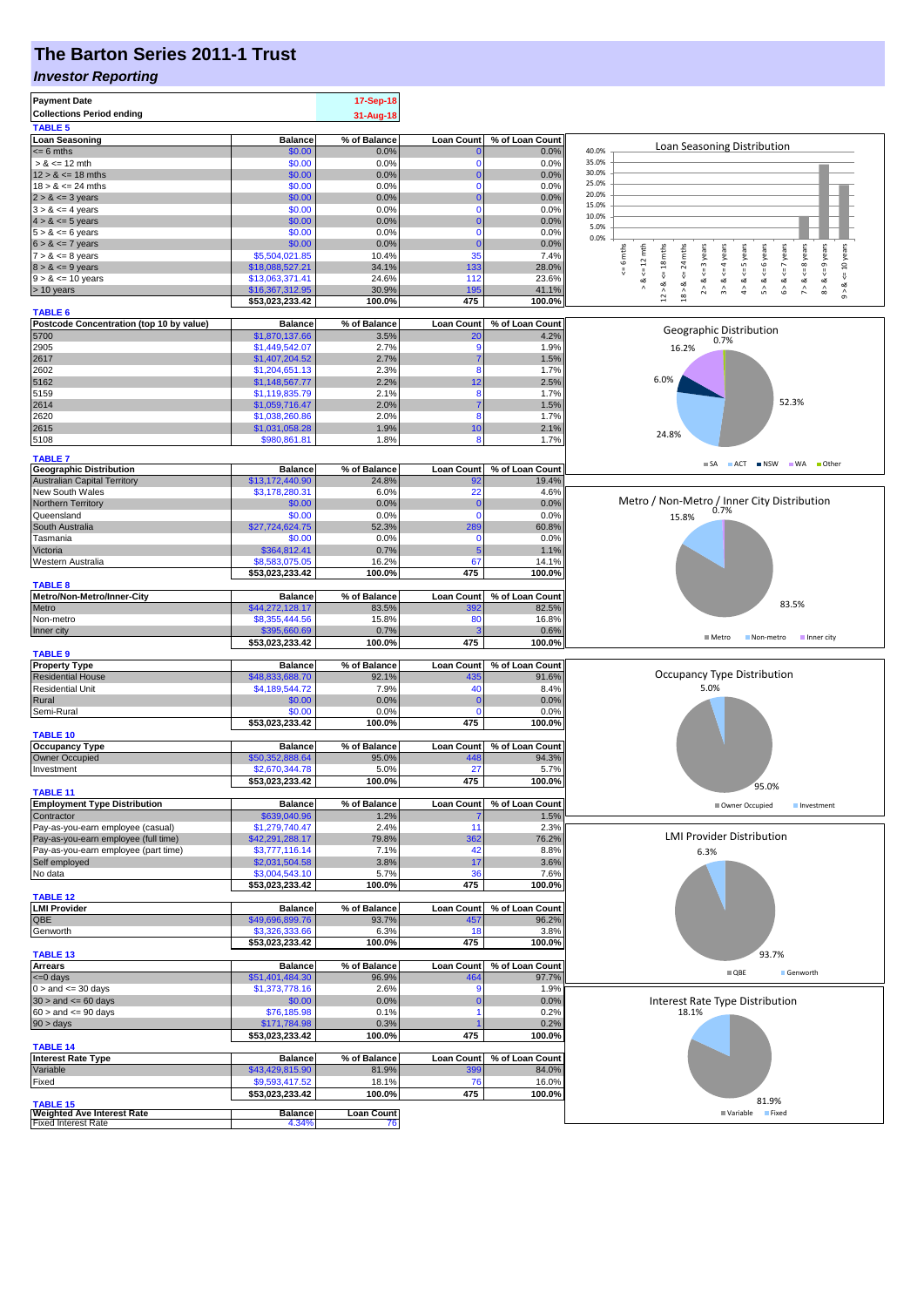# The Barton Series 2011-1 Trust

## *Investor Reporting*

| | |
|---|---|
| **Payment Date** | 17-Sep-18 |
| **Collections Period ending** | 31-Aug-18 |

**TABLE 5**

| Loan Seasoning | Balance | % of Balance | Loan Count | % of Loan Count |
|---|---|---|---|---|
| <= 6 mths | $0.00 | 0.0% | 0 | 0.0% |
| > & <= 12 mth | $0.00 | 0.0% | 0 | 0.0% |
| 12 > & <= 18 mths | $0.00 | 0.0% | 0 | 0.0% |
| 18 > & <= 24 mths | $0.00 | 0.0% | 0 | 0.0% |
| 2 > & <= 3 years | $0.00 | 0.0% | 0 | 0.0% |
| 3 > & <= 4 years | $0.00 | 0.0% | 0 | 0.0% |
| 4 > & <= 5 years | $0.00 | 0.0% | 0 | 0.0% |
| 5 > & <= 6 years | $0.00 | 0.0% | 0 | 0.0% |
| 6 > & <= 7 years | $0.00 | 0.0% | 0 | 0.0% |
| 7 > & <= 8 years | $5,504,021.85 | 10.4% | 35 | 7.4% |
| 8 > & <= 9 years | $18,088,527.21 | 34.1% | 133 | 28.0% |
| 9 > & <= 10 years | $13,063,371.41 | 24.6% | 112 | 23.6% |
| > 10 years | $16,367,312.95 | 30.9% | 195 | 41.1% |
| | $53,023,233.42 | 100.0% | 475 | 100.0% |

**TABLE 6**

| Postcode Concentration (top 10 by value) | Balance | % of Balance | Loan Count | % of Loan Count |
|---|---|---|---|---|
| 5700 | $1,870,137.66 | 3.5% | 20 | 4.2% |
| 2905 | $1,449,542.07 | 2.7% | 9 | 1.9% |
| 2617 | $1,407,204.52 | 2.7% | 7 | 1.5% |
| 2602 | $1,204,651.13 | 2.3% | 8 | 1.7% |
| 5162 | $1,148,567.77 | 2.2% | 12 | 2.5% |
| 5159 | $1,119,835.79 | 2.1% | 8 | 1.7% |
| 2614 | $1,059,716.47 | 2.0% | 7 | 1.5% |
| 2620 | $1,038,260.86 | 2.0% | 8 | 1.7% |
| 2615 | $1,031,058.28 | 1.9% | 10 | 2.1% |
| 5108 | $980,861.81 | 1.8% | 8 | 1.7% |

**TABLE 7**

| Geographic Distribution | Balance | % of Balance | Loan Count | % of Loan Count |
|---|---|---|---|---|
| Australian Capital Territory | $13,172,440.90 | 24.8% | 92 | 19.4% |
| New South Wales | $3,178,280.31 | 6.0% | 22 | 4.6% |
| Northern Territory | $0.00 | 0.0% | 0 | 0.0% |
| Queensland | $0.00 | 0.0% | 0 | 0.0% |
| South Australia | $27,724,624.75 | 52.3% | 289 | 60.8% |
| Tasmania | $0.00 | 0.0% | 0 | 0.0% |
| Victoria | $364,812.41 | 0.7% | 5 | 1.1% |
| Western Australia | $8,583,075.05 | 16.2% | 67 | 14.1% |
| | $53,023,233.42 | 100.0% | 475 | 100.0% |

**TABLE 8**

| Metro/Non-Metro/Inner-City | Balance | % of Balance | Loan Count | % of Loan Count |
|---|---|---|---|---|
| Metro | $44,272,128.17 | 83.5% | 392 | 82.5% |
| Non-metro | $8,355,444.56 | 15.8% | 80 | 16.8% |
| Inner city | $395,660.69 | 0.7% | 3 | 0.6% |
| | $53,023,233.42 | 100.0% | 475 | 100.0% |

**TABLE 9**

| Property Type | Balance | % of Balance | Loan Count | % of Loan Count |
|---|---|---|---|---|
| Residential House | $48,833,688.70 | 92.1% | 435 | 91.6% |
| Residential Unit | $4,189,544.72 | 7.9% | 40 | 8.4% |
| Rural | $0.00 | 0.0% | 0 | 0.0% |
| Semi-Rural | $0.00 | 0.0% | 0 | 0.0% |
| | $53,023,233.42 | 100.0% | 475 | 100.0% |

**TABLE 10**

| Occupancy Type | Balance | % of Balance | Loan Count | % of Loan Count |
|---|---|---|---|---|
| Owner Occupied | $50,352,888.64 | 95.0% | 448 | 94.3% |
| Investment | $2,670,344.78 | 5.0% | 27 | 5.7% |
| | $53,023,233.42 | 100.0% | 475 | 100.0% |

**TABLE 11**

| Employment Type Distribution | Balance | % of Balance | Loan Count | % of Loan Count |
|---|---|---|---|---|
| Contractor | $639,040.96 | 1.2% | 7 | 1.5% |
| Pay-as-you-earn employee (casual) | $1,279,740.47 | 2.4% | 11 | 2.3% |
| Pay-as-you-earn employee (full time) | $42,291,288.17 | 79.8% | 362 | 76.2% |
| Pay-as-you-earn employee (part time) | $3,777,116.14 | 7.1% | 42 | 8.8% |
| Self employed | $2,031,504.58 | 3.8% | 17 | 3.6% |
| No data | $3,004,543.10 | 5.7% | 36 | 7.6% |
| | $53,023,233.42 | 100.0% | 475 | 100.0% |

**TABLE 12**

| LMI Provider | Balance | % of Balance | Loan Count | % of Loan Count |
|---|---|---|---|---|
| QBE | $49,696,899.76 | 93.7% | 457 | 96.2% |
| Genworth | $3,326,333.66 | 6.3% | 18 | 3.8% |
| | $53,023,233.42 | 100.0% | 475 | 100.0% |

**TABLE 13**

| Arrears | Balance | % of Balance | Loan Count | % of Loan Count |
|---|---|---|---|---|
| <=0 days | $51,401,484.30 | 96.9% | 464 | 97.7% |
| 0 > and <= 30 days | $1,373,778.16 | 2.6% | 9 | 1.9% |
| 30 > and <= 60 days | $0.00 | 0.0% | 0 | 0.0% |
| 60 > and <= 90 days | $76,185.98 | 0.1% | 1 | 0.2% |
| 90 > days | $171,784.98 | 0.3% | 1 | 0.2% |
| | $53,023,233.42 | 100.0% | 475 | 100.0% |

**TABLE 14**

| Interest Rate Type | Balance | % of Balance | Loan Count | % of Loan Count |
|---|---|---|---|---|
| Variable | $43,429,815.90 | 81.9% | 399 | 84.0% |
| Fixed | $9,593,417.52 | 18.1% | 76 | 16.0% |
| | $53,023,233.42 | 100.0% | 475 | 100.0% |

**TABLE 15**

| Weighted Ave Interest Rate | Balance | Loan Count |
|---|---|---|
| Fixed Interest Rate | 4.34% | 76 |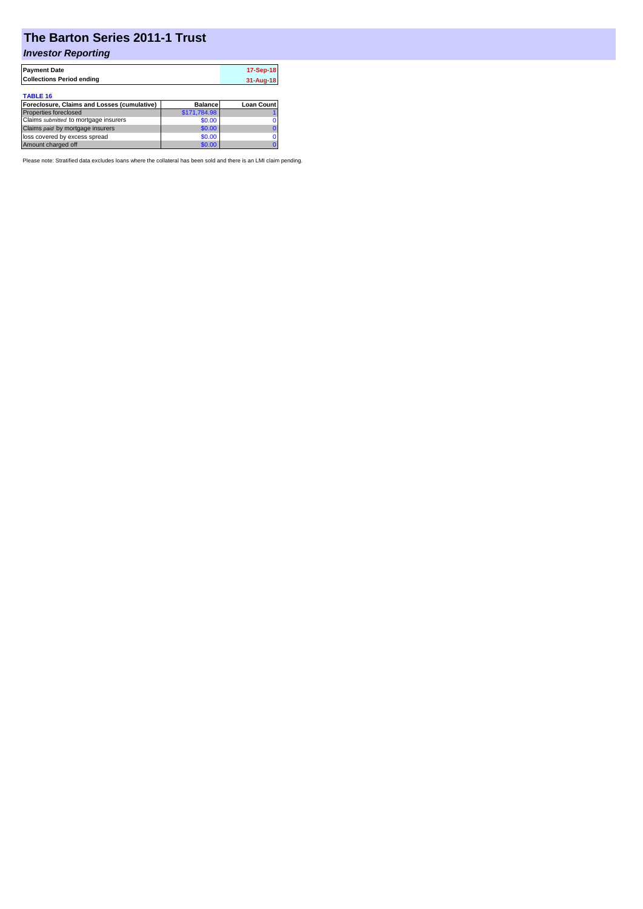# The Barton Series 2011-1 Trust

## *Investor Reporting*

| | |
|---|---|
| **Payment Date** | **17-Sep-18** |
| **Collections Period ending** | **31-Aug-18** |

**TABLE 16**

| Foreclosure, Claims and Losses (cumulative) | Balance | Loan Count |
|---|---|---|
| Properties foreclosed | $171,784.98 | 1 |
| Claims *submitted* to mortgage insurers | $0.00 | 0 |
| Claims *paid* by mortgage insurers | $0.00 | 0 |
| loss covered by excess spread | $0.00 | 0 |
| Amount charged off | $0.00 | 0 |

Please note: Stratified data excludes loans where the collateral has been sold and there is an LMI claim pending.